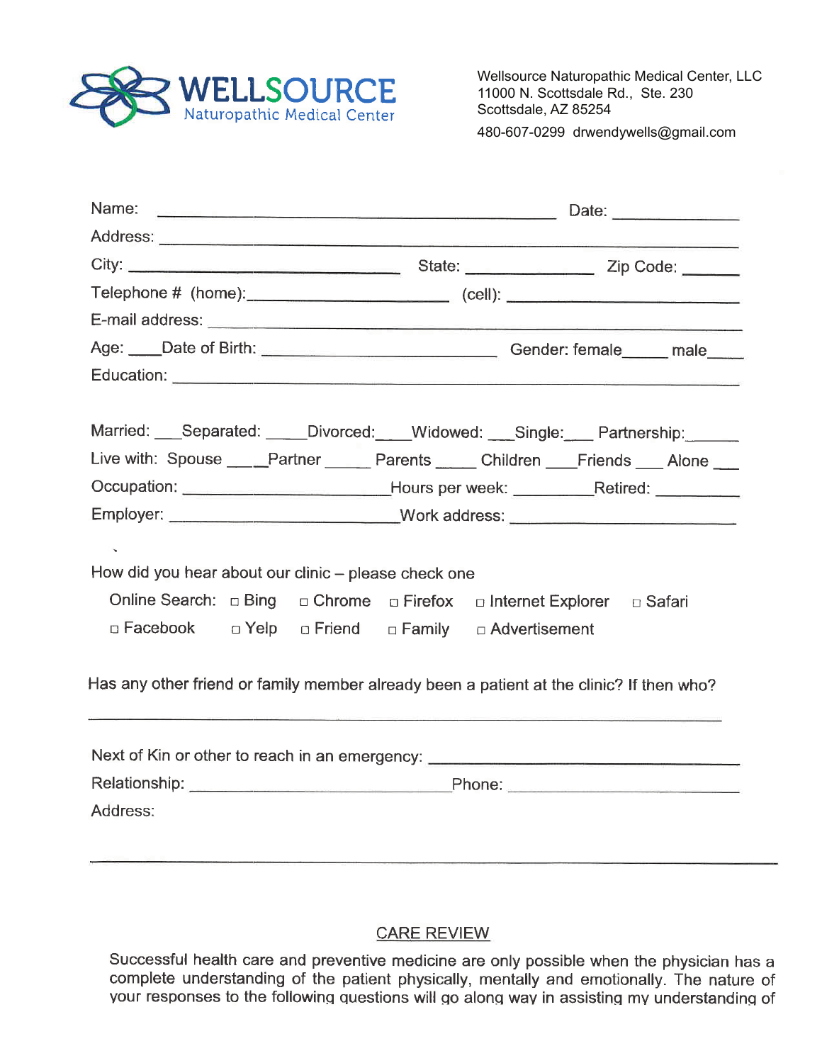# WELLSOURCE
Naturopathic Medical Center

Wellsource Naturopathic Medical Center, LLC
11000 N. Scottsdale Rd., Ste. 230
Scottsdale, AZ 85254
480-607-0299 drwendywells@gmail.com

Name: ______________________________ Date: ____________

Address: ______________________________

City: ____________________ State: ____________ Zip Code: ______

Telephone # (home):____________________ (cell): ____________________

E-mail address: ______________________________

Age: ____Date of Birth: ____________________ Gender: female_____ male____

Education: ______________________________

Married: ___Separated: _____Divorced:____Widowed: ___Single:___ Partnership:______

Live with: Spouse ____Partner _____ Parents _____ Children ____Friends ___ Alone ___

Occupation: ____________________Hours per week: _________Retired: _________

Employer: ____________________Work address: ____________________

How did you hear about our clinic – please check one

Online Search: □ Bing □ Chrome □ Firefox □ Internet Explorer □ Safari

□ Facebook □ Yelp □ Friend □ Family □ Advertisement

Has any other friend or family member already been a patient at the clinic? If then who?

______________________________

Next of Kin or other to reach in an emergency: ____________________

Relationship: ____________________Phone: ____________________

Address:

______________________________

## CARE REVIEW

Successful health care and preventive medicine are only possible when the physician has a complete understanding of the patient physically, mentally and emotionally. The nature of your responses to the following questions will go along way in assisting my understanding of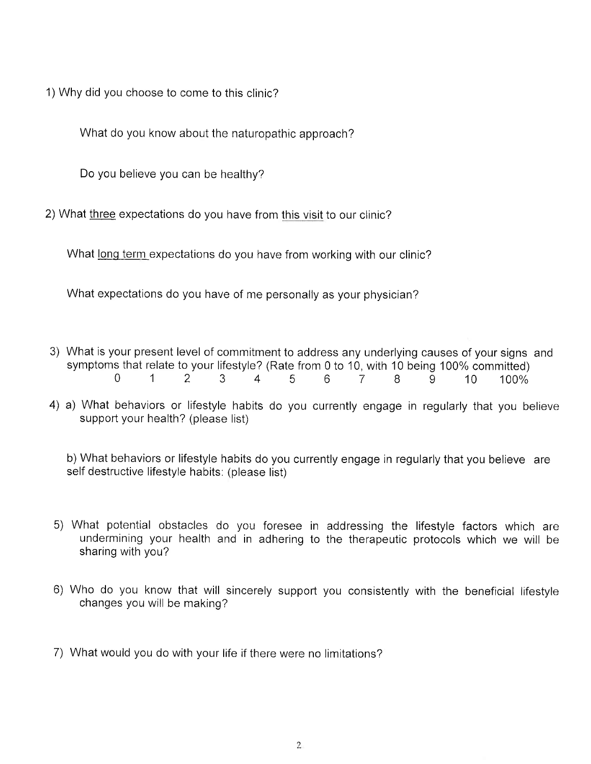1) Why did you choose to come to this clinic?

   What do you know about the naturopathic approach?

   Do you believe you can be healthy?

2) What <u>three</u> expectations do you have from <u>this visit</u> to our clinic?

   What <u>long term</u> expectations do you have from working with our clinic?

   What expectations do you have of me personally as your physician?

3) What is your present level of commitment to address any underlying causes of your signs and symptoms that relate to your lifestyle? (Rate from 0 to 10, with 10 being 100% committed)

   0 1 2 3 4 5 6 7 8 9 10 100%

4) a) What behaviors or lifestyle habits do you currently engage in regularly that you believe support your health? (please list)

   b) What behaviors or lifestyle habits do you currently engage in regularly that you believe are self destructive lifestyle habits: (please list)

5) What potential obstacles do you foresee in addressing the lifestyle factors which are undermining your health and in adhering to the therapeutic protocols which we will be sharing with you?

6) Who do you know that will sincerely support you consistently with the beneficial lifestyle changes you will be making?

7) What would you do with your life if there were no limitations?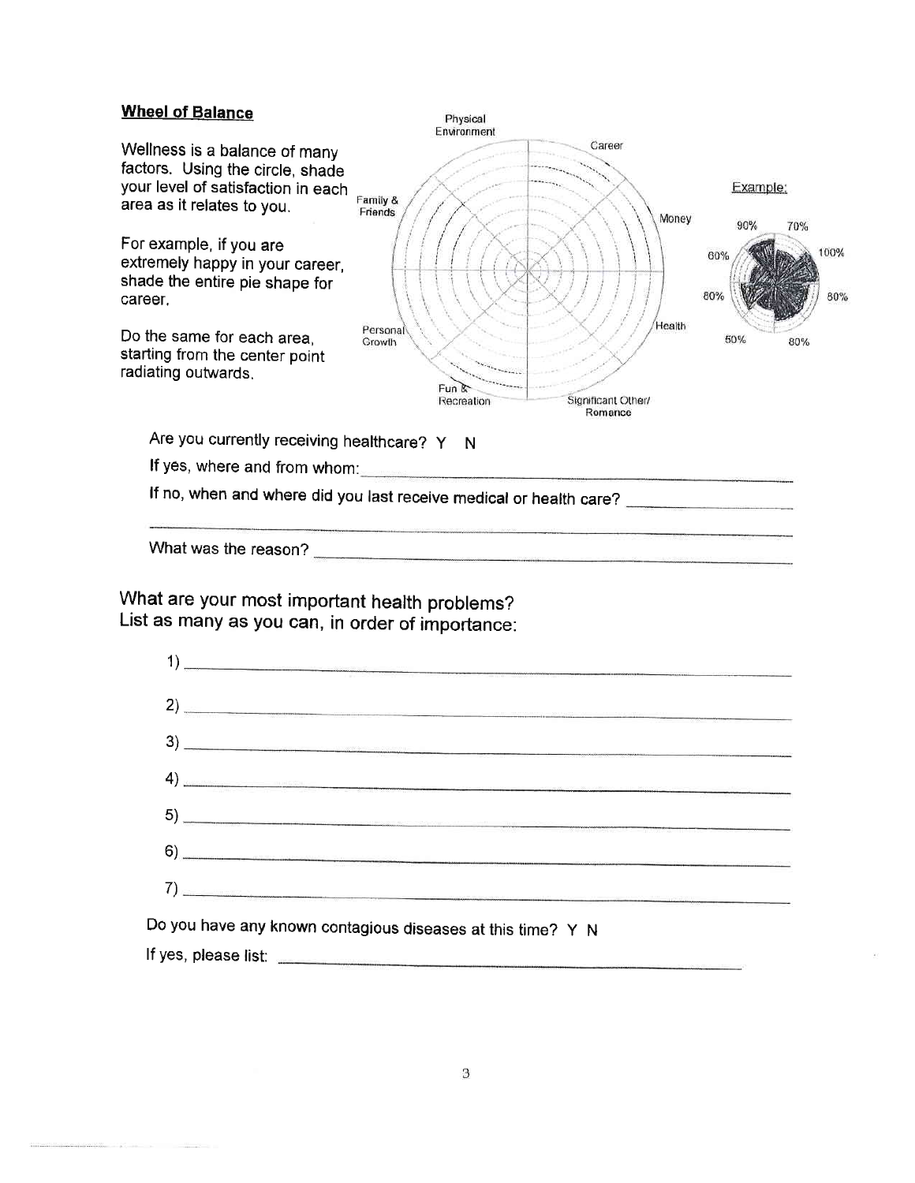**Wheel of Balance**

Wellness is a balance of many factors. Using the circle, shade your level of satisfaction in each area as it relates to you.

For example, if you are extremely happy in your career, shade the entire pie shape for career.

Do the same for each area, starting from the center point radiating outwards.

Physical Environment

Career

Money

Health

Significant Other/ Romance

Fun & Recreation

Personal Growth

Family & Friends

Example:

90% 70% 100% 80% 80% 50% 80% 60%

Are you currently receiving healthcare? Y N

If yes, where and from whom: ______________________________

If no, when and where did you last receive medical or health care? ______________________________

______________________________

What was the reason? ______________________________

## What are your most important health problems?
## List as many as you can, in order of importance:

1) ______________________________

2) ______________________________

3) ______________________________

4) ______________________________

5) ______________________________

6) ______________________________

7) ______________________________

Do you have any known contagious diseases at this time? Y N

If yes, please list: ______________________________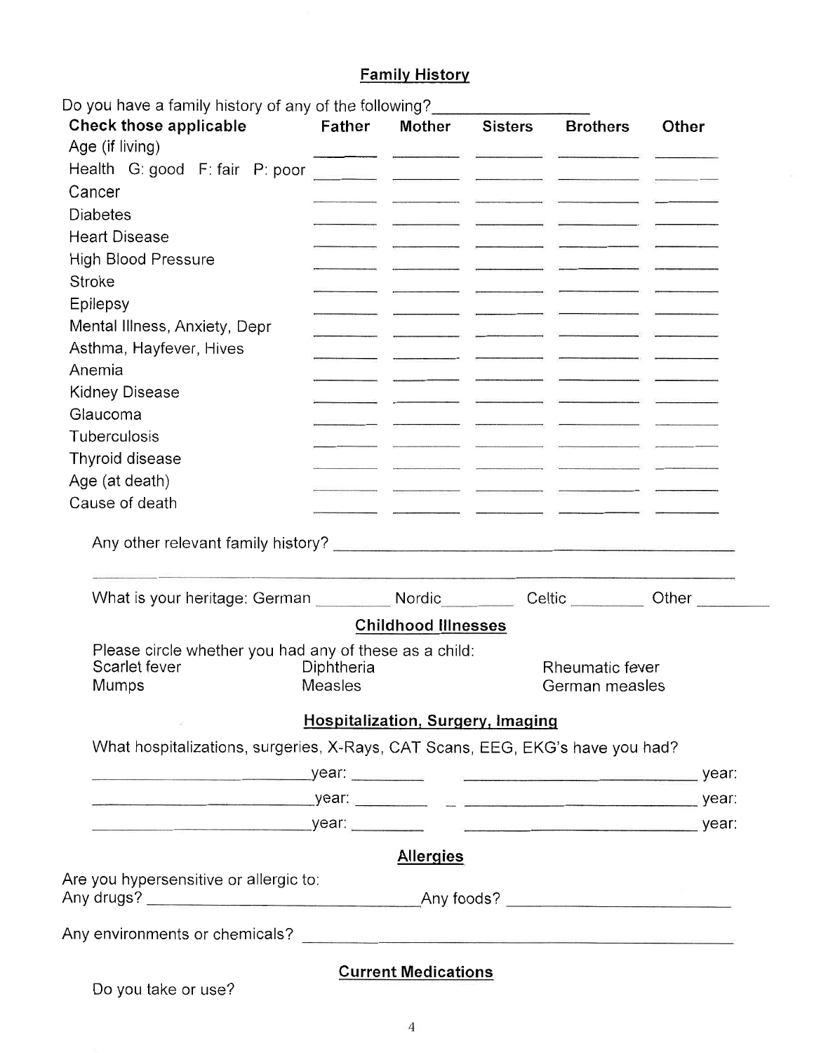## Family History

Do you have a family history of any of the following? ________________

| Check those applicable | Father | Mother | Sisters | Brothers | Other |
|---|---|---|---|---|---|
| Age (if living) | | | | | |
| Health G: good F: fair P: poor | | | | | |
| Cancer | | | | | |
| Diabetes | | | | | |
| Heart Disease | | | | | |
| High Blood Pressure | | | | | |
| Stroke | | | | | |
| Epilepsy | | | | | |
| Mental Illness, Anxiety, Depr | | | | | |
| Asthma, Hayfever, Hives | | | | | |
| Anemia | | | | | |
| Kidney Disease | | | | | |
| Glaucoma | | | | | |
| Tuberculosis | | | | | |
| Thyroid disease | | | | | |
| Age (at death) | | | | | |
| Cause of death | | | | | |

Any other relevant family history? ________________________________________________

________________________________________________________________________________

What is your heritage: German ________ Nordic ________ Celtic ________ Other ________

## Childhood Illnesses

Please circle whether you had any of these as a child:

| | | |
|---|---|---|
| Scarlet fever | Diphtheria | Rheumatic fever |
| Mumps | Measles | German measles |

## Hospitalization, Surgery, Imaging

What hospitalizations, surgeries, X-Rays, CAT Scans, EEG, EKG's have you had?

________________________ year: ________ ________________________ year:

________________________ year: ________ ________________________ year:

________________________ year: ________ ________________________ year:

## Allergies

Are you hypersensitive or allergic to:

Any drugs? ______________________________ Any foods? ________________________

Any environments or chemicals? ____________________________________________

## Current Medications

Do you take or use?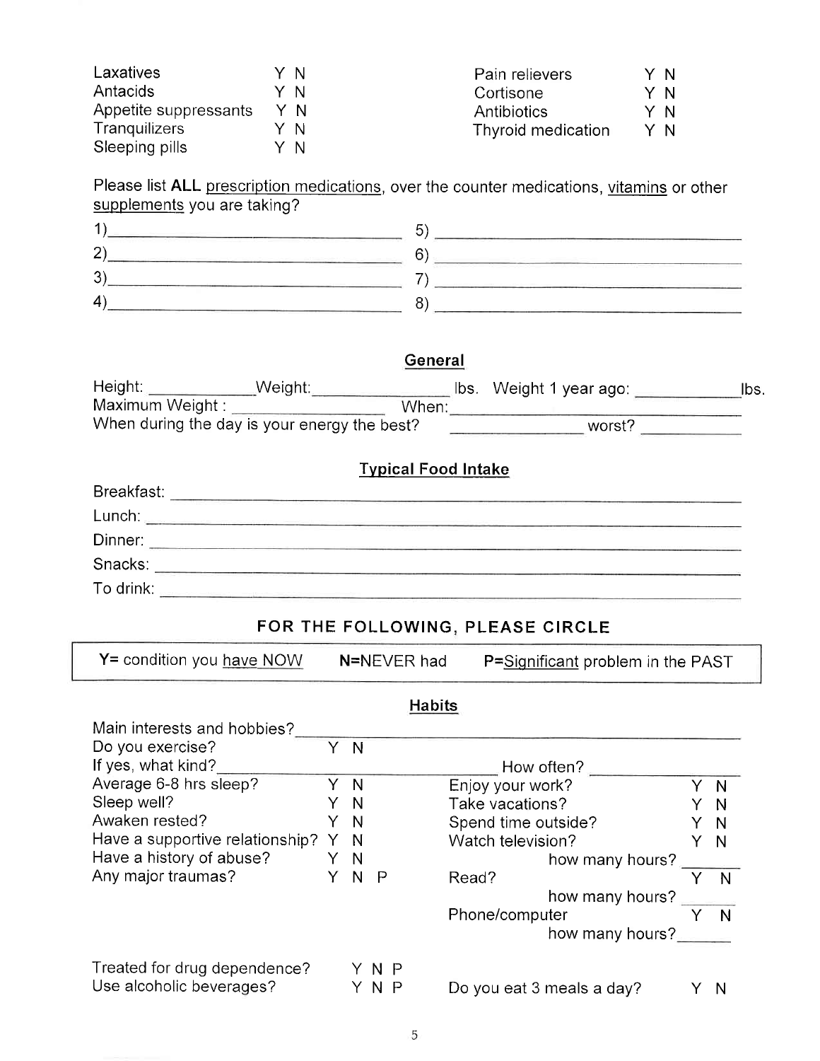| | | | |
|---|---|---|---|
| Laxatives | Y N | Pain relievers | Y N |
| Antacids | Y N | Cortisone | Y N |
| Appetite suppressants | Y N | Antibiotics | Y N |
| Tranquilizers | Y N | Thyroid medication | Y N |
| Sleeping pills | Y N | | |

Please list **ALL** prescription medications, over the counter medications, vitamins or other supplements you are taking?

1)________________________ 5)________________________
2)________________________ 6)________________________
3)________________________ 7)________________________
4)________________________ 8)________________________

## General

Height: ___________Weight:______________ lbs. Weight 1 year ago: ___________lbs.
Maximum Weight : _______________ When:______________________________
When during the day is your energy the best? ______________ worst? __________

## Typical Food Intake

Breakfast: ____________________________________________________________
Lunch: _______________________________________________________________
Dinner: ______________________________________________________________
Snacks: ______________________________________________________________
To drink: _____________________________________________________________

## FOR THE FOLLOWING, PLEASE CIRCLE

**Y**= condition you have NOW **N**=NEVER had **P**=Significant problem in the PAST

## Habits

Main interests and hobbies?_____________________________________________
Do you exercise? Y N
If yes, what kind?______________________________ How often? ____________

| | | | |
|---|---|---|---|
| Average 6-8 hrs sleep? | Y N | Enjoy your work? | Y N |
| Sleep well? | Y N | Take vacations? | Y N |
| Awaken rested? | Y N | Spend time outside? | Y N |
| Have a supportive relationship? | Y N | Watch television? | Y N |
| Have a history of abuse? | Y N | how many hours? | ______ |
| Any major traumas? | Y N P | Read? | Y N |
| | | how many hours? | ______ |
| | | Phone/computer | Y N |
| | | how many hours? | ______ |
| Treated for drug dependence? | Y N P | | |
| Use alcoholic beverages? | Y N P | Do you eat 3 meals a day? | Y N |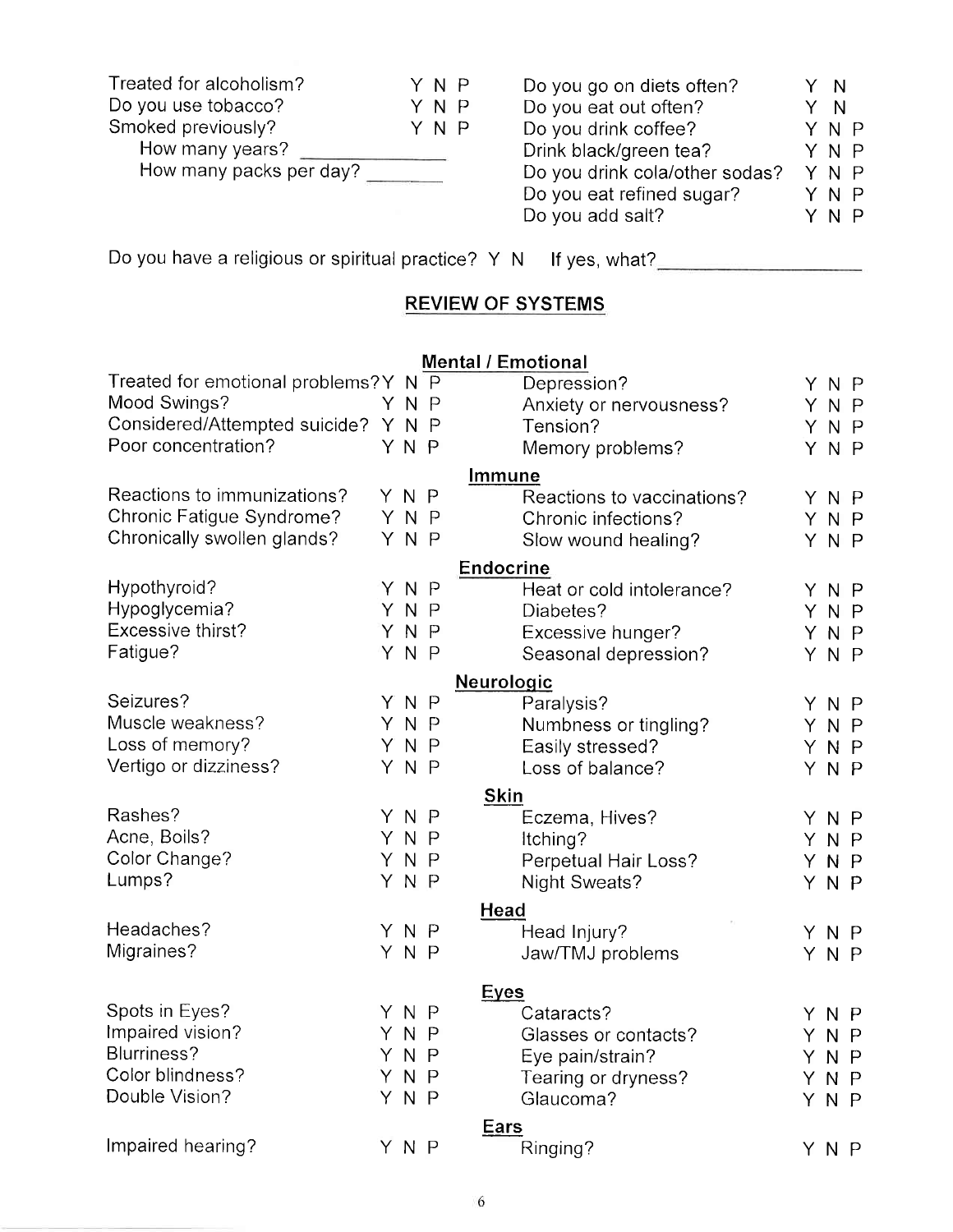| | | | |
|---|---|---|---|
| Treated for alcoholism? | Y N P | Do you go on diets often? | Y N |
| Do you use tobacco? | Y N P | Do you eat out often? | Y N |
| Smoked previously? | Y N P | Do you drink coffee? | Y N P |
| How many years? _______ | | Drink black/green tea? | Y N P |
| How many packs per day? _______ | | Do you drink cola/other sodas? | Y N P |
| | | Do you eat refined sugar? | Y N P |
| | | Do you add salt? | Y N P |

Do you have a religious or spiritual practice? Y N If yes, what? ____________________

## REVIEW OF SYSTEMS

### Mental / Emotional

| | | | |
|---|---|---|---|
| Treated for emotional problems? | Y N P | Depression? | Y N P |
| Mood Swings? | Y N P | Anxiety or nervousness? | Y N P |
| Considered/Attempted suicide? | Y N P | Tension? | Y N P |
| Poor concentration? | Y N P | Memory problems? | Y N P |

### Immune

| | | | |
|---|---|---|---|
| Reactions to immunizations? | Y N P | Reactions to vaccinations? | Y N P |
| Chronic Fatigue Syndrome? | Y N P | Chronic infections? | Y N P |
| Chronically swollen glands? | Y N P | Slow wound healing? | Y N P |

### Endocrine

| | | | |
|---|---|---|---|
| Hypothyroid? | Y N P | Heat or cold intolerance? | Y N P |
| Hypoglycemia? | Y N P | Diabetes? | Y N P |
| Excessive thirst? | Y N P | Excessive hunger? | Y N P |
| Fatigue? | Y N P | Seasonal depression? | Y N P |

### Neurologic

| | | | |
|---|---|---|---|
| Seizures? | Y N P | Paralysis? | Y N P |
| Muscle weakness? | Y N P | Numbness or tingling? | Y N P |
| Loss of memory? | Y N P | Easily stressed? | Y N P |
| Vertigo or dizziness? | Y N P | Loss of balance? | Y N P |

### Skin

| | | | |
|---|---|---|---|
| Rashes? | Y N P | Eczema, Hives? | Y N P |
| Acne, Boils? | Y N P | Itching? | Y N P |
| Color Change? | Y N P | Perpetual Hair Loss? | Y N P |
| Lumps? | Y N P | Night Sweats? | Y N P |

### Head

| | | | |
|---|---|---|---|
| Headaches? | Y N P | Head Injury? | Y N P |
| Migraines? | Y N P | Jaw/TMJ problems | Y N P |

### Eyes

| | | | |
|---|---|---|---|
| Spots in Eyes? | Y N P | Cataracts? | Y N P |
| Impaired vision? | Y N P | Glasses or contacts? | Y N P |
| Blurriness? | Y N P | Eye pain/strain? | Y N P |
| Color blindness? | Y N P | Tearing or dryness? | Y N P |
| Double Vision? | Y N P | Glaucoma? | Y N P |

### Ears

| | | | |
|---|---|---|---|
| Impaired hearing? | Y N P | Ringing? | Y N P |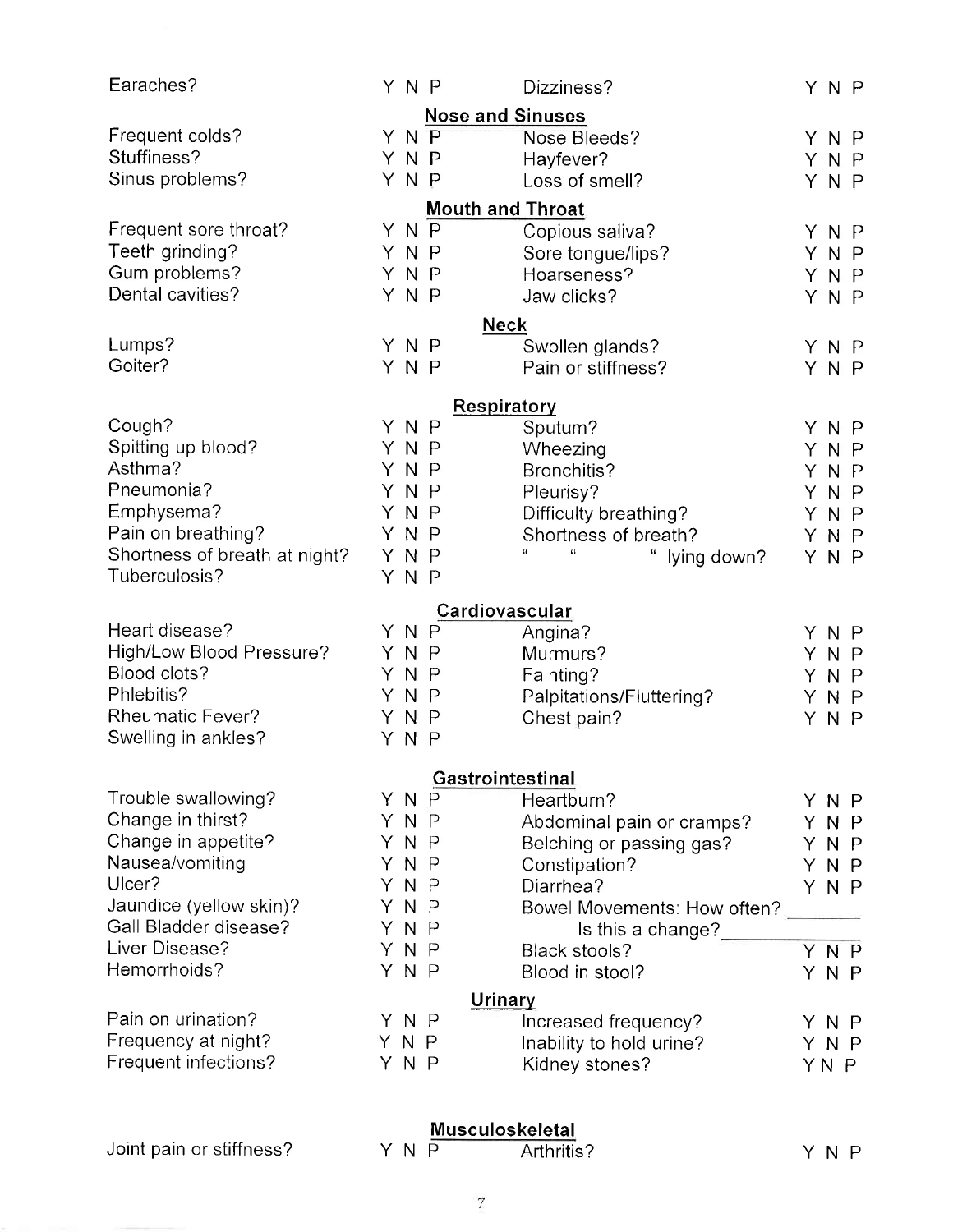| | | | |
|---|---|---|---|
| Earaches? | Y N P | Dizziness? | Y N P |

## Nose and Sinuses

| | | | |
|---|---|---|---|
| Frequent colds? | Y N P | Nose Bleeds? | Y N P |
| Stuffiness? | Y N P | Hayfever? | Y N P |
| Sinus problems? | Y N P | Loss of smell? | Y N P |

## Mouth and Throat

| | | | |
|---|---|---|---|
| Frequent sore throat? | Y N P | Copious saliva? | Y N P |
| Teeth grinding? | Y N P | Sore tongue/lips? | Y N P |
| Gum problems? | Y N P | Hoarseness? | Y N P |
| Dental cavities? | Y N P | Jaw clicks? | Y N P |

## Neck

| | | | |
|---|---|---|---|
| Lumps? | Y N P | Swollen glands? | Y N P |
| Goiter? | Y N P | Pain or stiffness? | Y N P |

## Respiratory

| | | | |
|---|---|---|---|
| Cough? | Y N P | Sputum? | Y N P |
| Spitting up blood? | Y N P | Wheezing | Y N P |
| Asthma? | Y N P | Bronchitis? | Y N P |
| Pneumonia? | Y N P | Pleurisy? | Y N P |
| Emphysema? | Y N P | Difficulty breathing? | Y N P |
| Pain on breathing? | Y N P | Shortness of breath? | Y N P |
| Shortness of breath at night? | Y N P | " " " lying down? | Y N P |
| Tuberculosis? | Y N P | | |

## Cardiovascular

| | | | |
|---|---|---|---|
| Heart disease? | Y N P | Angina? | Y N P |
| High/Low Blood Pressure? | Y N P | Murmurs? | Y N P |
| Blood clots? | Y N P | Fainting? | Y N P |
| Phlebitis? | Y N P | Palpitations/Fluttering? | Y N P |
| Rheumatic Fever? | Y N P | Chest pain? | Y N P |
| Swelling in ankles? | Y N P | | |

## Gastrointestinal

| | | | |
|---|---|---|---|
| Trouble swallowing? | Y N P | Heartburn? | Y N P |
| Change in thirst? | Y N P | Abdominal pain or cramps? | Y N P |
| Change in appetite? | Y N P | Belching or passing gas? | Y N P |
| Nausea/vomiting | Y N P | Constipation? | Y N P |
| Ulcer? | Y N P | Diarrhea? | Y N P |
| Jaundice (yellow skin)? | Y N P | Bowel Movements: How often? | ______ |
| Gall Bladder disease? | Y N P | Is this a change? | ______ |
| Liver Disease? | Y N P | Black stools? | Y N P |
| Hemorrhoids? | Y N P | Blood in stool? | Y N P |

## Urinary

| | | | |
|---|---|---|---|
| Pain on urination? | Y N P | Increased frequency? | Y N P |
| Frequency at night? | Y N P | Inability to hold urine? | Y N P |
| Frequent infections? | Y N P | Kidney stones? | Y N P |

## Musculoskeletal

| | | | |
|---|---|---|---|
| Joint pain or stiffness? | Y N P | Arthritis? | Y N P |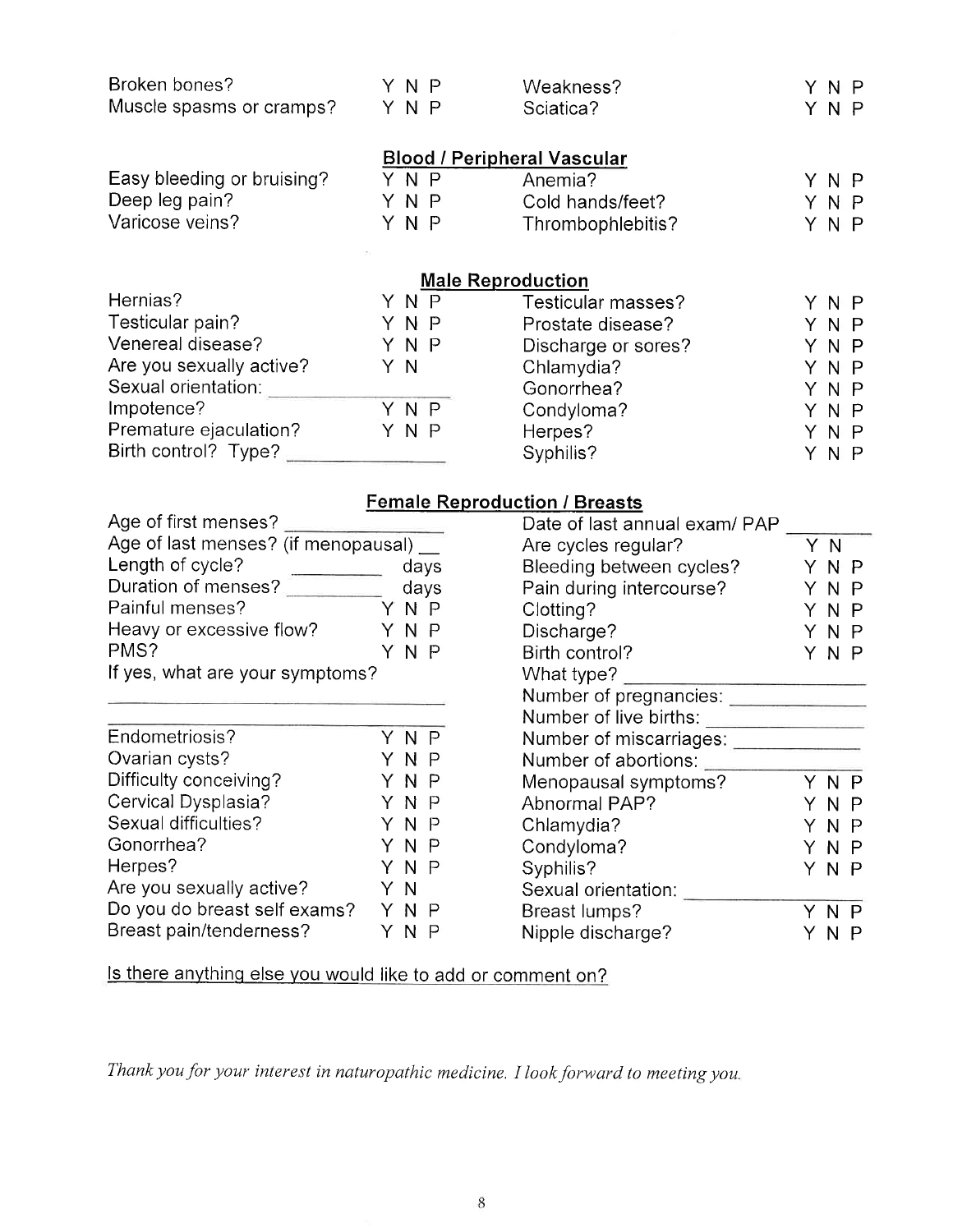| | | | |
|---|---|---|---|
| Broken bones? | Y N P | Weakness? | Y N P |
| Muscle spasms or cramps? | Y N P | Sciatica? | Y N P |

## Blood / Peripheral Vascular

| | | | |
|---|---|---|---|
| Easy bleeding or bruising? | Y N P | Anemia? | Y N P |
| Deep leg pain? | Y N P | Cold hands/feet? | Y N P |
| Varicose veins? | Y N P | Thrombophlebitis? | Y N P |

## Male Reproduction

| | | | |
|---|---|---|---|
| Hernias? | Y N P | Testicular masses? | Y N P |
| Testicular pain? | Y N P | Prostate disease? | Y N P |
| Venereal disease? | Y N P | Discharge or sores? | Y N P |
| Are you sexually active? | Y N | Chlamydia? | Y N P |
| Sexual orientation: ______________ | | Gonorrhea? | Y N P |
| Impotence? | Y N P | Condyloma? | Y N P |
| Premature ejaculation? | Y N P | Herpes? | Y N P |
| Birth control? Type? ______________ | | Syphilis? | Y N P |

## Female Reproduction / Breasts

| | | | |
|---|---|---|---|
| Age of first menses? ______________ | | Date of last annual exam/ PAP ________ | |
| Age of last menses? (if menopausal) __ | | Are cycles regular? | Y N |
| Length of cycle? ________ | days | Bleeding between cycles? | Y N P |
| Duration of menses? ________ | days | Pain during intercourse? | Y N P |
| Painful menses? | Y N P | Clotting? | Y N P |
| Heavy or excessive flow? | Y N P | Discharge? | Y N P |
| PMS? | Y N P | Birth control? | Y N P |
| If yes, what are your symptoms? | | What type? ______________________ | |
| ______________________________ | | Number of pregnancies: ______________ | |
| ______________________________ | | Number of live births: ______________ | |
| Endometriosis? | Y N P | Number of miscarriages: ______________ | |
| Ovarian cysts? | Y N P | Number of abortions: ______________ | |
| Difficulty conceiving? | Y N P | Menopausal symptoms? | Y N P |
| Cervical Dysplasia? | Y N P | Abnormal PAP? | Y N P |
| Sexual difficulties? | Y N P | Chlamydia? | Y N P |
| Gonorrhea? | Y N P | Condyloma? | Y N P |
| Herpes? | Y N P | Syphilis? | Y N P |
| Are you sexually active? | Y N | Sexual orientation: ______________ | |
| Do you do breast self exams? | Y N P | Breast lumps? | Y N P |
| Breast pain/tenderness? | Y N P | Nipple discharge? | Y N P |

Is there anything else you would like to add or comment on?

*Thank you for your interest in naturopathic medicine. I look forward to meeting you.*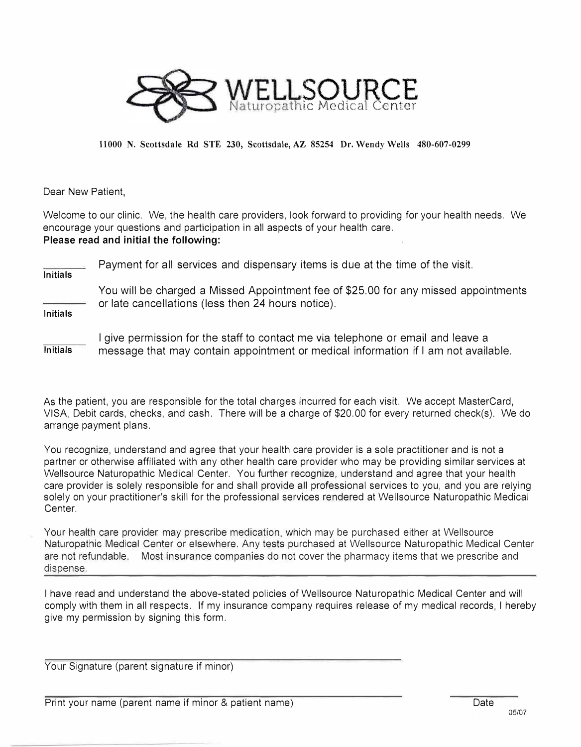# WELLSOURCE
Naturopathic Medical Center

**11000 N. Scottsdale Rd STE 230, Scottsdale, AZ 85254 Dr. Wendy Wells 480-607-0299**

Dear New Patient,

Welcome to our clinic. We, the health care providers, look forward to providing for your health needs. We encourage your questions and participation in all aspects of your health care.
**Please read and initial the following:**

_______ Payment for all services and dispensary items is due at the time of the visit.
**Initials**

_______ You will be charged a Missed Appointment fee of $25.00 for any missed appointments or late cancellations (less then 24 hours notice).
**Initials**

_______ I give permission for the staff to contact me via telephone or email and leave a message that may contain appointment or medical information if I am not available.
**Initials**

As the patient, you are responsible for the total charges incurred for each visit. We accept MasterCard, VISA, Debit cards, checks, and cash. There will be a charge of $20.00 for every returned check(s). We do arrange payment plans.

You recognize, understand and agree that your health care provider is a sole practitioner and is not a partner or otherwise affiliated with any other health care provider who may be providing similar services at Wellsource Naturopathic Medical Center. You further recognize, understand and agree that your health care provider is solely responsible for and shall provide all professional services to you, and you are relying solely on your practitioner's skill for the professional services rendered at Wellsource Naturopathic Medical Center.

Your health care provider may prescribe medication, which may be purchased either at Wellsource Naturopathic Medical Center or elsewhere. Any tests purchased at Wellsource Naturopathic Medical Center are not refundable. Most insurance companies do not cover the pharmacy items that we prescribe and dispense.

---

I have read and understand the above-stated policies of Wellsource Naturopathic Medical Center and will comply with them in all respects. If my insurance company requires release of my medical records, I hereby give my permission by signing this form.

______________________________________
Your Signature (parent signature if minor)

______________________________________ ____________
Print your name (parent name if minor & patient name) Date

05/07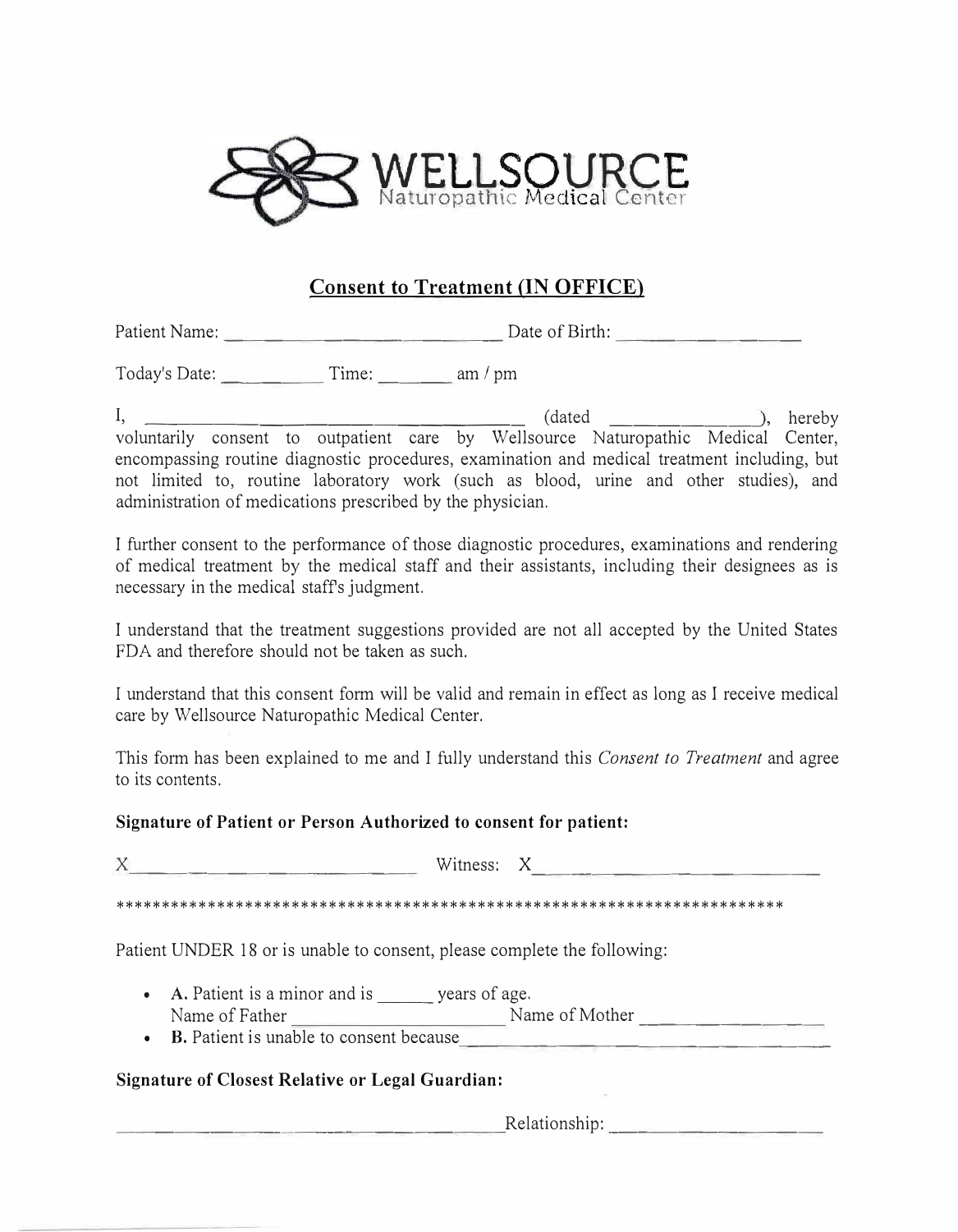WELLSOURCE
Naturopathic Medical Center

## Consent to Treatment (IN OFFICE)

Patient Name: ______________________________ Date of Birth: ____________________

Today's Date: __________ Time: _______ am / pm

I, ________________________________________ (dated _______________), hereby voluntarily consent to outpatient care by Wellsource Naturopathic Medical Center, encompassing routine diagnostic procedures, examination and medical treatment including, but not limited to, routine laboratory work (such as blood, urine and other studies), and administration of medications prescribed by the physician.

I further consent to the performance of those diagnostic procedures, examinations and rendering of medical treatment by the medical staff and their assistants, including their designees as is necessary in the medical staff's judgment.

I understand that the treatment suggestions provided are not all accepted by the United States FDA and therefore should not be taken as such.

I understand that this consent form will be valid and remain in effect as long as I receive medical care by Wellsource Naturopathic Medical Center.

This form has been explained to me and I fully understand this *Consent to Treatment* and agree to its contents.

**Signature of Patient or Person Authorized to consent for patient:**

X______________________________ Witness: X______________________________

************************************************************************

Patient UNDER 18 or is unable to consent, please complete the following:

- **A.** Patient is a minor and is ______ years of age.
  Name of Father ______________________ Name of Mother ____________________
- **B.** Patient is unable to consent because ________________________________________

**Signature of Closest Relative or Legal Guardian:**

________________________________________ Relationship: ______________________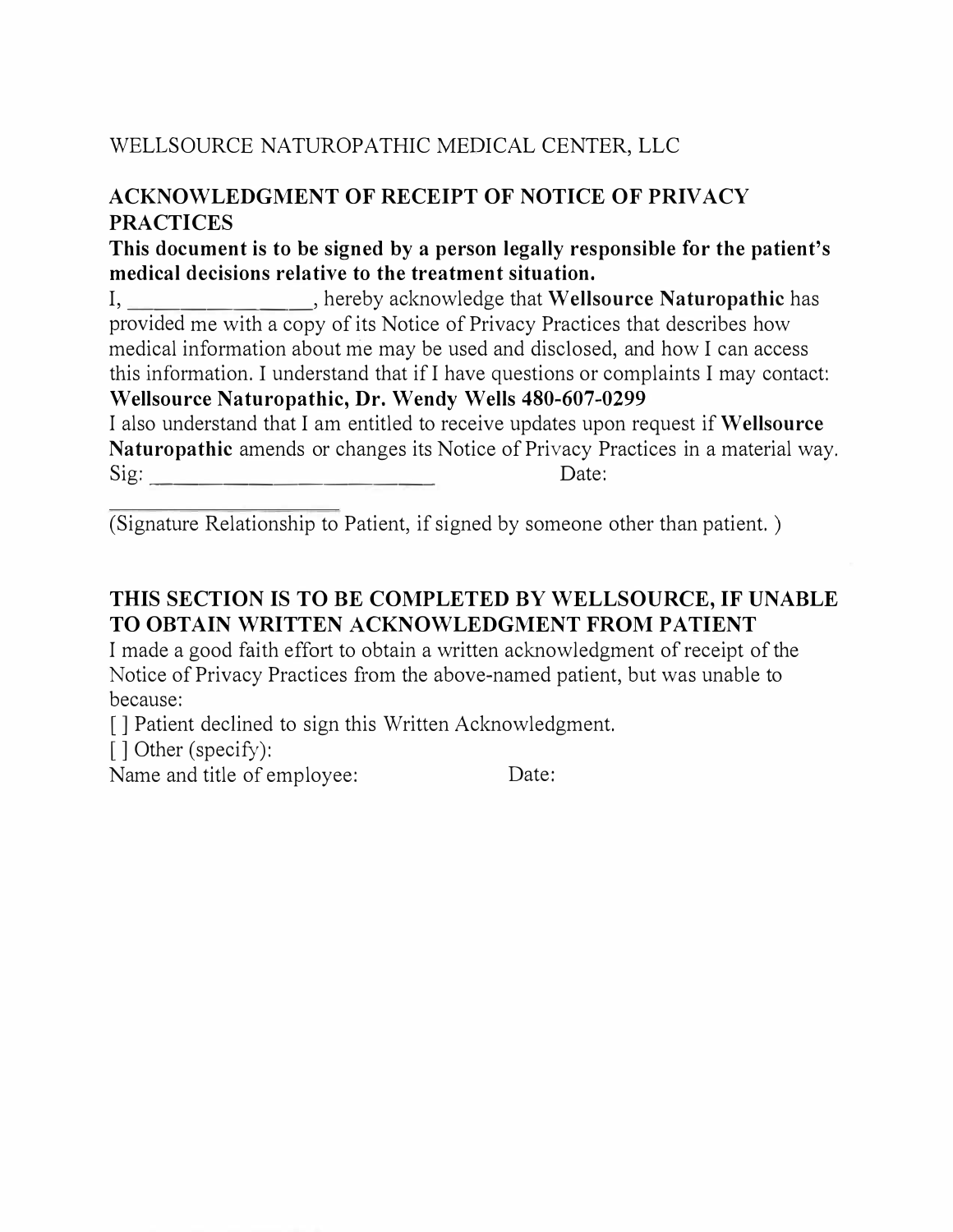WELLSOURCE NATUROPATHIC MEDICAL CENTER, LLC

## ACKNOWLEDGMENT OF RECEIPT OF NOTICE OF PRIVACY PRACTICES

**This document is to be signed by a person legally responsible for the patient's medical decisions relative to the treatment situation.**

I, _________________, hereby acknowledge that **Wellsource Naturopathic** has provided me with a copy of its Notice of Privacy Practices that describes how medical information about me may be used and disclosed, and how I can access this information. I understand that if I have questions or complaints I may contact: **Wellsource Naturopathic, Dr. Wendy Wells 480-607-0299**

I also understand that I am entitled to receive updates upon request if **Wellsource Naturopathic** amends or changes its Notice of Privacy Practices in a material way.

Sig: ___________________________ Date:

_______________________

(Signature Relationship to Patient, if signed by someone other than patient. )

## THIS SECTION IS TO BE COMPLETED BY WELLSOURCE, IF UNABLE TO OBTAIN WRITTEN ACKNOWLEDGMENT FROM PATIENT

I made a good faith effort to obtain a written acknowledgment of receipt of the Notice of Privacy Practices from the above-named patient, but was unable to because:

[ ] Patient declined to sign this Written Acknowledgment.

[ ] Other (specify):

Name and title of employee: Date: